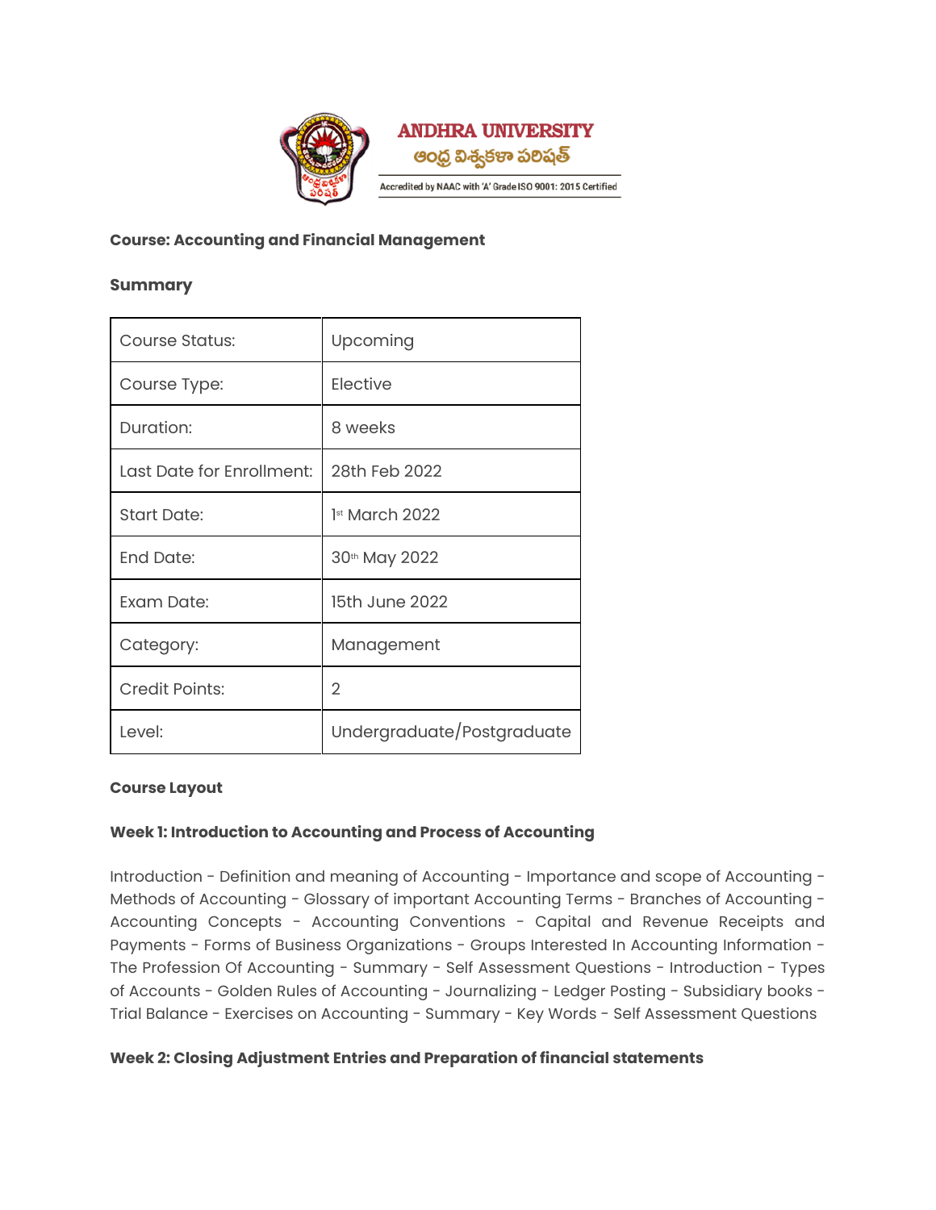ANDHRA UNIVERSITY

ఆంధ్ర విశ్వకళా పరిషత్

Accredited by NAAC with 'A' Grade ISO 9001: 2015 Certified

**Course: Accounting and Financial Management**

**Summary**

| Course Status: | Upcoming |
|---|---|
| Course Type: | Elective |
| Duration: | 8 weeks |
| Last Date for Enrollment: | 28th Feb 2022 |
| Start Date: | 1st March 2022 |
| End Date: | 30th May 2022 |
| Exam Date: | 15th June 2022 |
| Category: | Management |
| Credit Points: | 2 |
| Level: | Undergraduate/Postgraduate |

**Course Layout**

**Week 1: Introduction to Accounting and Process of Accounting**

Introduction - Definition and meaning of Accounting - Importance and scope of Accounting - Methods of Accounting - Glossary of important Accounting Terms - Branches of Accounting - Accounting Concepts - Accounting Conventions - Capital and Revenue Receipts and Payments - Forms of Business Organizations - Groups Interested In Accounting Information - The Profession Of Accounting - Summary - Self Assessment Questions - Introduction - Types of Accounts - Golden Rules of Accounting - Journalizing - Ledger Posting - Subsidiary books - Trial Balance - Exercises on Accounting - Summary - Key Words - Self Assessment Questions

**Week 2: Closing Adjustment Entries and Preparation of financial statements**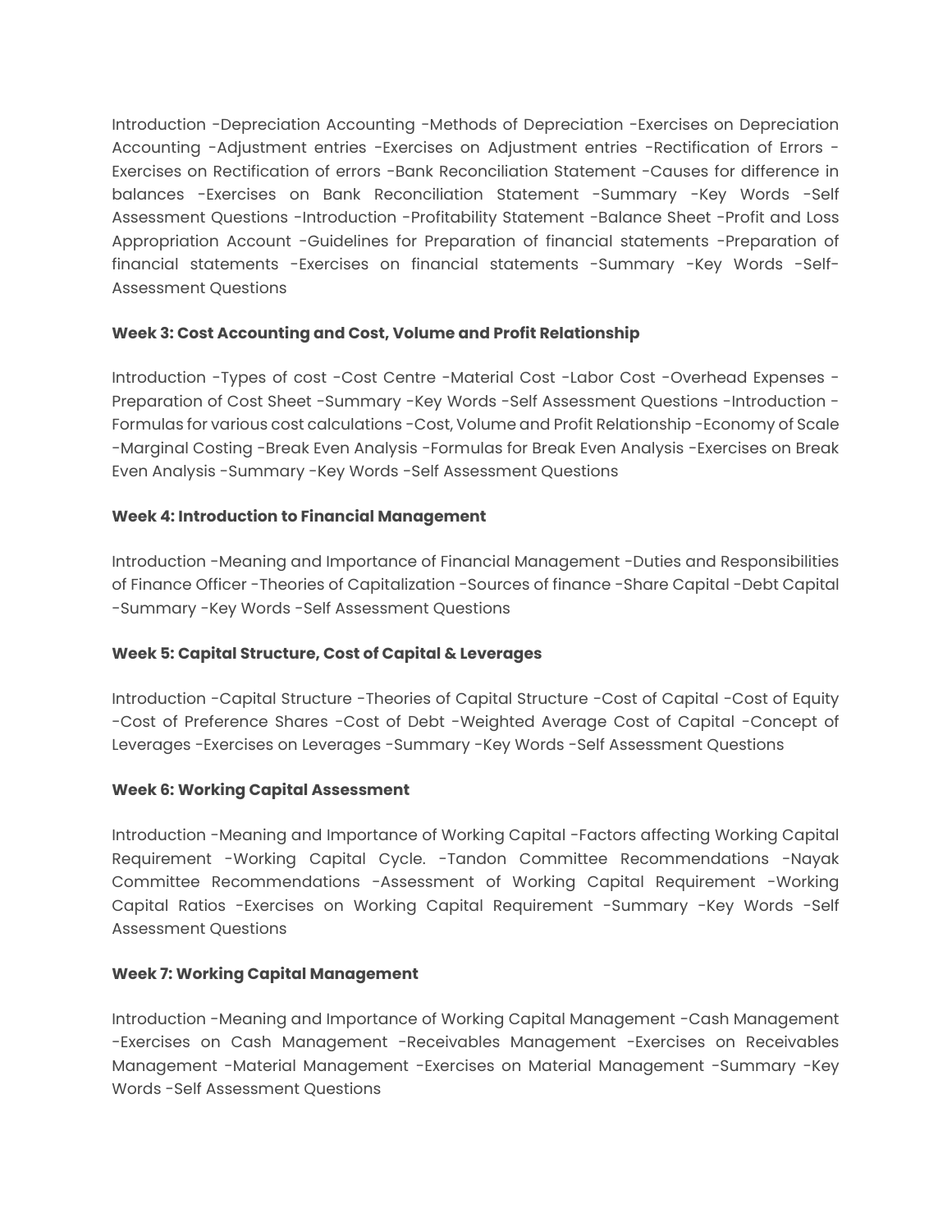Introduction -Depreciation Accounting -Methods of Depreciation -Exercises on Depreciation Accounting -Adjustment entries -Exercises on Adjustment entries -Rectification of Errors - Exercises on Rectification of errors -Bank Reconciliation Statement -Causes for difference in balances -Exercises on Bank Reconciliation Statement -Summary -Key Words -Self Assessment Questions -Introduction -Profitability Statement -Balance Sheet -Profit and Loss Appropriation Account -Guidelines for Preparation of financial statements -Preparation of financial statements -Exercises on financial statements -Summary -Key Words -Self-Assessment Questions

**Week 3: Cost Accounting and Cost, Volume and Profit Relationship**

Introduction -Types of cost -Cost Centre -Material Cost -Labor Cost -Overhead Expenses - Preparation of Cost Sheet -Summary -Key Words -Self Assessment Questions -Introduction - Formulas for various cost calculations -Cost, Volume and Profit Relationship -Economy of Scale -Marginal Costing -Break Even Analysis -Formulas for Break Even Analysis -Exercises on Break Even Analysis -Summary -Key Words -Self Assessment Questions

**Week 4: Introduction to Financial Management**

Introduction -Meaning and Importance of Financial Management -Duties and Responsibilities of Finance Officer -Theories of Capitalization -Sources of finance -Share Capital -Debt Capital -Summary -Key Words -Self Assessment Questions

**Week 5: Capital Structure, Cost of Capital & Leverages**

Introduction -Capital Structure -Theories of Capital Structure -Cost of Capital -Cost of Equity -Cost of Preference Shares -Cost of Debt -Weighted Average Cost of Capital -Concept of Leverages -Exercises on Leverages -Summary -Key Words -Self Assessment Questions

**Week 6: Working Capital Assessment**

Introduction -Meaning and Importance of Working Capital -Factors affecting Working Capital Requirement -Working Capital Cycle. -Tandon Committee Recommendations -Nayak Committee Recommendations -Assessment of Working Capital Requirement -Working Capital Ratios -Exercises on Working Capital Requirement -Summary -Key Words -Self Assessment Questions

**Week 7: Working Capital Management**

Introduction -Meaning and Importance of Working Capital Management -Cash Management -Exercises on Cash Management -Receivables Management -Exercises on Receivables Management -Material Management -Exercises on Material Management -Summary -Key Words -Self Assessment Questions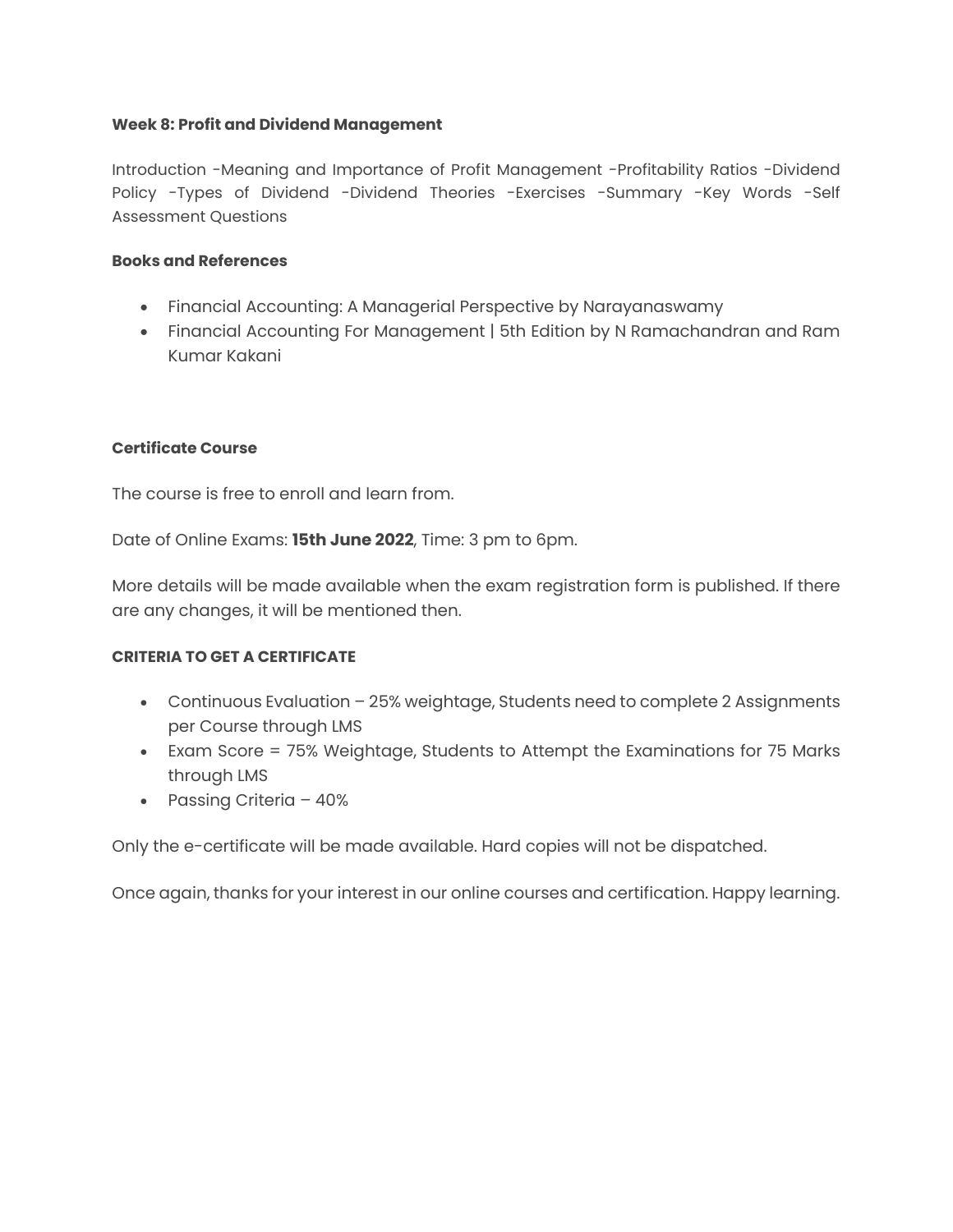**Week 8: Profit and Dividend Management**

Introduction -Meaning and Importance of Profit Management -Profitability Ratios -Dividend Policy -Types of Dividend -Dividend Theories -Exercises -Summary -Key Words -Self Assessment Questions

**Books and References**

- Financial Accounting: A Managerial Perspective by Narayanaswamy
- Financial Accounting For Management | 5th Edition by N Ramachandran and Ram Kumar Kakani

**Certificate Course**

The course is free to enroll and learn from.

Date of Online Exams: **15th June 2022**, Time: 3 pm to 6pm.

More details will be made available when the exam registration form is published. If there are any changes, it will be mentioned then.

**CRITERIA TO GET A CERTIFICATE**

- Continuous Evaluation – 25% weightage, Students need to complete 2 Assignments per Course through LMS
- Exam Score = 75% Weightage, Students to Attempt the Examinations for 75 Marks through LMS
- Passing Criteria – 40%

Only the e-certificate will be made available. Hard copies will not be dispatched.

Once again, thanks for your interest in our online courses and certification. Happy learning.